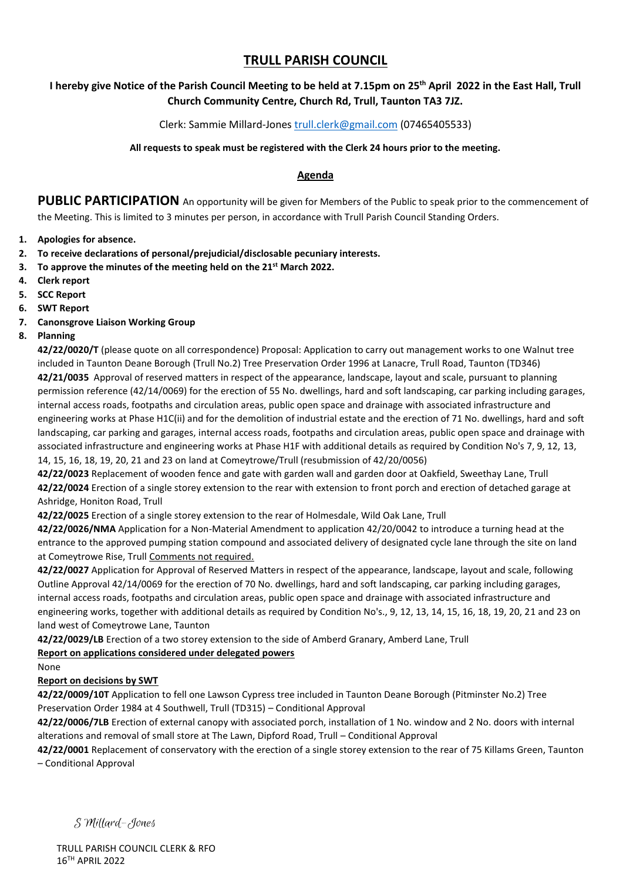# TRULL PARISH COUNCIL

**I hereby give Notice of the Parish Council Meeting to be held at 7.15pm on 25th April 2022 in the East Hall, Trull Church Community Centre, Church Rd, Trull, Taunton TA3 7JZ.**

Clerk: Sammie Millard-Jones trull.clerk@gmail.com (07465405533)

**All requests to speak must be registered with the Clerk 24 hours prior to the meeting.**

## Agenda

**PUBLIC PARTICIPATION** An opportunity will be given for Members of the Public to speak prior to the commencement of the Meeting. This is limited to 3 minutes per person, in accordance with Trull Parish Council Standing Orders.

1. **Apologies for absence.**
2. **To receive declarations of personal/prejudicial/disclosable pecuniary interests.**
3. **To approve the minutes of the meeting held on the 21st March 2022.**
4. **Clerk report**
5. **SCC Report**
6. **SWT Report**
7. **Canonsgrove Liaison Working Group**
8. **Planning**

   **42/22/0020/T** (please quote on all correspondence) Proposal: Application to carry out management works to one Walnut tree included in Taunton Deane Borough (Trull No.2) Tree Preservation Order 1996 at Lanacre, Trull Road, Taunton (TD346)

   **42/21/0035** Approval of reserved matters in respect of the appearance, landscape, layout and scale, pursuant to planning permission reference (42/14/0069) for the erection of 55 No. dwellings, hard and soft landscaping, car parking including garages, internal access roads, footpaths and circulation areas, public open space and drainage with associated infrastructure and engineering works at Phase H1C(ii) and for the demolition of industrial estate and the erection of 71 No. dwellings, hard and soft landscaping, car parking and garages, internal access roads, footpaths and circulation areas, public open space and drainage with associated infrastructure and engineering works at Phase H1F with additional details as required by Condition No's 7, 9, 12, 13, 14, 15, 16, 18, 19, 20, 21 and 23 on land at Comeytrowe/Trull (resubmission of 42/20/0056)

   **42/22/0023** Replacement of wooden fence and gate with garden wall and garden door at Oakfield, Sweethay Lane, Trull

   **42/22/0024** Erection of a single storey extension to the rear with extension to front porch and erection of detached garage at Ashridge, Honiton Road, Trull

   **42/22/0025** Erection of a single storey extension to the rear of Holmesdale, Wild Oak Lane, Trull

   **42/22/0026/NMA** Application for a Non-Material Amendment to application 42/20/0042 to introduce a turning head at the entrance to the approved pumping station compound and associated delivery of designated cycle lane through the site on land at Comeytrowe Rise, Trull Comments not required.

   **42/22/0027** Application for Approval of Reserved Matters in respect of the appearance, landscape, layout and scale, following Outline Approval 42/14/0069 for the erection of 70 No. dwellings, hard and soft landscaping, car parking including garages, internal access roads, footpaths and circulation areas, public open space and drainage with associated infrastructure and engineering works, together with additional details as required by Condition No's., 9, 12, 13, 14, 15, 16, 18, 19, 20, 21 and 23 on land west of Comeytrowe Lane, Taunton

   **42/22/0029/LB** Erection of a two storey extension to the side of Amberd Granary, Amberd Lane, Trull

   **Report on applications considered under delegated powers**

   None

   **Report on decisions by SWT**

   **42/22/0009/10T** Application to fell one Lawson Cypress tree included in Taunton Deane Borough (Pitminster No.2) Tree Preservation Order 1984 at 4 Southwell, Trull (TD315) – Conditional Approval

   **42/22/0006/7LB** Erection of external canopy with associated porch, installation of 1 No. window and 2 No. doors with internal alterations and removal of small store at The Lawn, Dipford Road, Trull – Conditional Approval

   **42/22/0001** Replacement of conservatory with the erection of a single storey extension to the rear of 75 Killams Green, Taunton – Conditional Approval

*S Millard-Jones*

TRULL PARISH COUNCIL CLERK & RFO
16TH APRIL 2022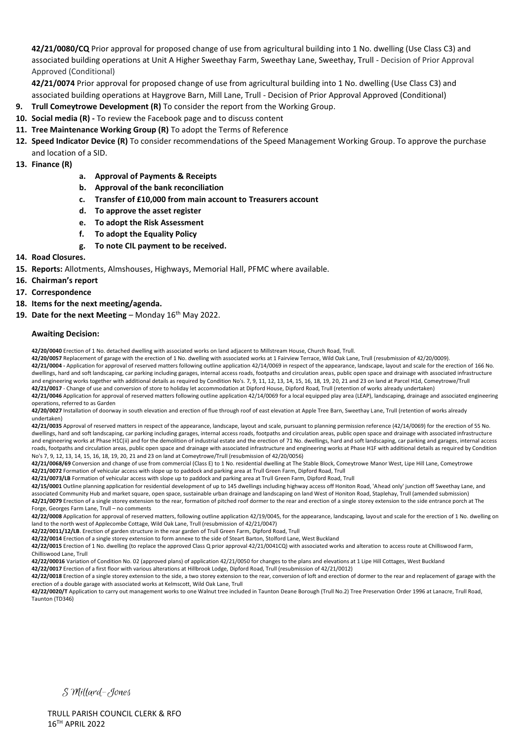**42/21/0080/CQ** Prior approval for proposed change of use from agricultural building into 1 No. dwelling (Use Class C3) and associated building operations at Unit A Higher Sweethay Farm, Sweethay Lane, Sweethay, Trull - Decision of Prior Approval Approved (Conditional)

**42/21/0074** Prior approval for proposed change of use from agricultural building into 1 No. dwelling (Use Class C3) and associated building operations at Haygrove Barn, Mill Lane, Trull - Decision of Prior Approval Approved (Conditional)

9. **Trull Comeytrowe Development (R)** To consider the report from the Working Group.
10. **Social media (R) -** To review the Facebook page and to discuss content
11. **Tree Maintenance Working Group (R)** To adopt the Terms of Reference
12. **Speed Indicator Device (R)** To consider recommendations of the Speed Management Working Group. To approve the purchase and location of a SID.
13. **Finance (R)**
    a. **Approval of Payments & Receipts**
    b. **Approval of the bank reconciliation**
    c. **Transfer of £10,000 from main account to Treasurers account**
    d. **To approve the asset register**
    e. **To adopt the Risk Assessment**
    f. **To adopt the Equality Policy**
    g. **To note CIL payment to be received.**
14. **Road Closures.**
15. **Reports:** Allotments, Almshouses, Highways, Memorial Hall, PFMC where available.
16. **Chairman's report**
17. **Correspondence**
18. **Items for the next meeting/agenda.**
19. **Date for the next Meeting** – Monday 16th May 2022.

**Awaiting Decision:**

**42/20/0040** Erection of 1 No. detached dwelling with associated works on land adjacent to Millstream House, Church Road, Trull.

**42/20/0057** Replacement of garage with the erection of 1 No. dwelling with associated works at 1 Fairview Terrace, Wild Oak Lane, Trull (resubmission of 42/20/0009).

**42/21/0004 -** Application for approval of reserved matters following outline application 42/14/0069 in respect of the appearance, landscape, layout and scale for the erection of 166 No. dwellings, hard and soft landscaping, car parking including garages, internal access roads, footpaths and circulation areas, public open space and drainage with associated infrastructure and engineering works together with additional details as required by Condition No's. 7, 9, 11, 12, 13, 14, 15, 16, 18, 19, 20, 21 and 23 on land at Parcel H1d, Comeytrowe/Trull

**42/21/0017** - Change of use and conversion of store to holiday let accommodation at Dipford House, Dipford Road, Trull (retention of works already undertaken)

**42/21/0046** Application for approval of reserved matters following outline application 42/14/0069 for a local equipped play area (LEAP), landscaping, drainage and associated engineering operations, referred to as Garden

**42/20/0027** Installation of doorway in south elevation and erection of flue through roof of east elevation at Apple Tree Barn, Sweethay Lane, Trull (retention of works already undertaken)

**42/21/0035** Approval of reserved matters in respect of the appearance, landscape, layout and scale, pursuant to planning permission reference (42/14/0069) for the erection of 55 No. dwellings, hard and soft landscaping, car parking including garages, internal access roads, footpaths and circulation areas, public open space and drainage with associated infrastructure and engineering works at Phase H1C(ii) and for the demolition of industrial estate and the erection of 71 No. dwellings, hard and soft landscaping, car parking and garages, internal access roads, footpaths and circulation areas, public open space and drainage with associated infrastructure and engineering works at Phase H1F with additional details as required by Condition No's 7, 9, 12, 13, 14, 15, 16, 18, 19, 20, 21 and 23 on land at Comeytrowe/Trull (resubmission of 42/20/0056)

**42/21/0068/69** Conversion and change of use from commercial (Class E) to 1 No. residential dwelling at The Stable Block, Comeytrowe Manor West, Lipe Hill Lane, Comeytrowe

**42/21/0072** Formation of vehicular access with slope up to paddock and parking area at Trull Green Farm, Dipford Road, Trull

**42/21/0073/LB** Formation of vehicular access with slope up to paddock and parking area at Trull Green Farm, Dipford Road, Trull

**42/15/0001** Outline planning application for residential development of up to 145 dwellings including highway access off Honiton Road, 'Ahead only' junction off Sweethay Lane, and associated Community Hub and market square, open space, sustainable urban drainage and landscaping on land West of Honiton Road, Staplehay, Trull (amended submission)

**42/21/0079** Erection of a single storey extension to the rear, formation of pitched roof dormer to the rear and erection of a single storey extension to the side entrance porch at The Forge, Georges Farm Lane, Trull – no comments

**42/22/0008** Application for approval of reserved matters, following outline application 42/19/0045, for the appearance, landscaping, layout and scale for the erection of 1 No. dwelling on land to the north west of Applecombe Cottage, Wild Oak Lane, Trull (resubmission of 42/21/0047)

**42/22/0011/12/LB**. Erection of garden structure in the rear garden of Trull Green Farm, Dipford Road, Trull

**42/22/0014** Erection of a single storey extension to form annexe to the side of Steart Barton, Stolford Lane, West Buckland

**42/22/0015** Erection of 1 No. dwelling (to replace the approved Class Q prior approval 42/21/0041CQ) with associated works and alteration to access route at Chilliswood Farm, Chilliswood Lane, Trull

**42/22/00016** Variation of Condition No. 02 (approved plans) of application 42/21/0050 for changes to the plans and elevations at 1 Lipe Hill Cottages, West Buckland

**42/22/0017** Erection of a first floor with various alterations at Hillbrook Lodge, Dipford Road, Trull (resubmission of 42/21/0012)

**42/22/0018** Erection of a single storey extension to the side, a two storey extension to the rear, conversion of loft and erection of dormer to the rear and replacement of garage with the erection of a double garage with associated works at Kelmscott, Wild Oak Lane, Trull

**42/22/0020/T** Application to carry out management works to one Walnut tree included in Taunton Deane Borough (Trull No.2) Tree Preservation Order 1996 at Lanacre, Trull Road, Taunton (TD346)

*S Millard-Jones*

TRULL PARISH COUNCIL CLERK & RFO
16TH APRIL 2022